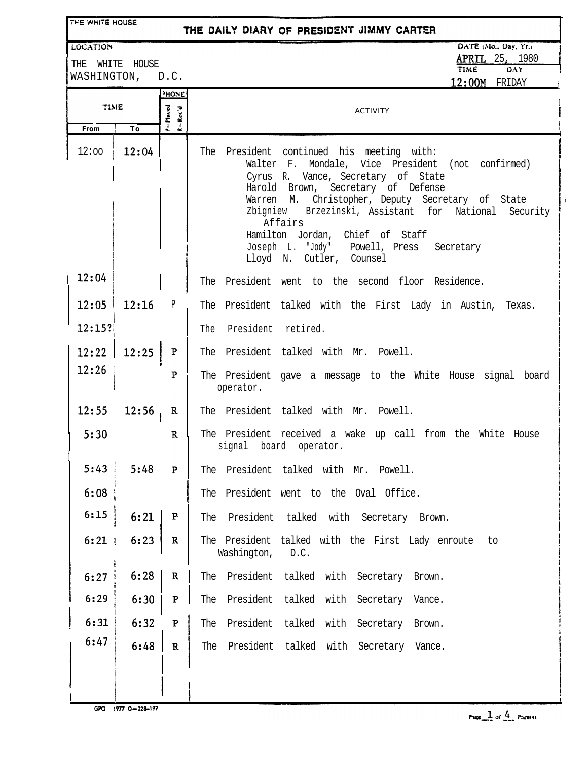THE WHITE HOUSE

# THE DAILY DIARY OF PRESIDENT JIMMY CARTER

LOCATION

THE WHITE HOUSE
WASHINGTON, D.C.

DATE (Mo., Day, Yr.)
APRIL 25, 1980

TIME 12:00M
DAY FRIDAY

| TIME From | TIME To | PHONE P=Placed R=Rec'd | ACTIVITY |
|---|---|---|---|
| 12:00 | 12:04 | | The President continued his meeting with:<br>Walter F. Mondale, Vice President (not confirmed)<br>Cyrus R. Vance, Secretary of State<br>Harold Brown, Secretary of Defense<br>Warren M. Christopher, Deputy Secretary of State<br>Zbigniew Brzezinski, Assistant for National Security Affairs<br>Hamilton Jordan, Chief of Staff<br>Joseph L. "Jody" Powell, Press Secretary<br>Lloyd N. Cutler, Counsel |
| 12:04 | | | The President went to the second floor Residence. |
| 12:05 | 12:16 | P | The President talked with the First Lady in Austin, Texas. |
| 12:15? | | | The President retired. |
| 12:22 | 12:25 | P | The President talked with Mr. Powell. |
| 12:26 | | P | The President gave a message to the White House signal board operator. |
| 12:55 | 12:56 | R | The President talked with Mr. Powell. |
| 5:30 | | R | The President received a wake up call from the White House signal board operator. |
| 5:43 | 5:48 | P | The President talked with Mr. Powell. |
| 6:08 | | | The President went to the Oval Office. |
| 6:15 | 6:21 | P | The President talked with Secretary Brown. |
| 6:21 | 6:23 | R | The President talked with the First Lady enroute to Washington, D.C. |
| 6:27 | 6:28 | R | The President talked with Secretary Brown. |
| 6:29 | 6:30 | P | The President talked with Secretary Vance. |
| 6:31 | 6:32 | P | The President talked with Secretary Brown. |
| 6:47 | 6:48 | R | The President talked with Secretary Vance. |

GPO 1977 O-228-197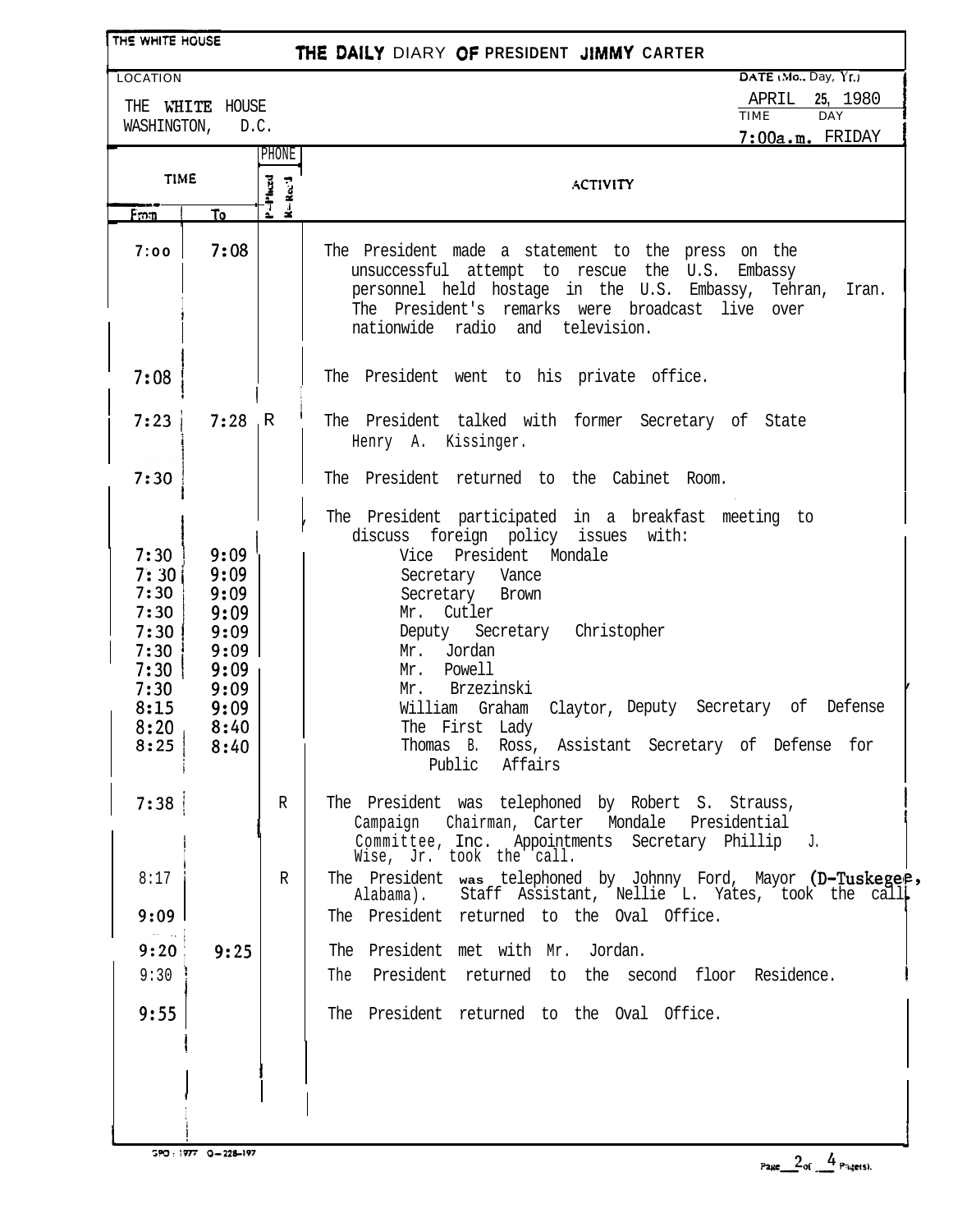THE WHITE HOUSE

# THE DAILY DIARY OF PRESIDENT JIMMY CARTER

LOCATION: THE WHITE HOUSE, WASHINGTON, D.C.

DATE (Mo., Day, Yr.): APRIL 25, 1980

TIME: 7:00a.m. DAY: FRIDAY

| TIME From | TIME To | PHONE (P=Placed, R=Rec'd) | ACTIVITY |
|---|---|---|---|
| 7:00 | 7:08 | | The President made a statement to the press on the unsuccessful attempt to rescue the U.S. Embassy personnel held hostage in the U.S. Embassy, Tehran, Iran. The President's remarks were broadcast live over nationwide radio and television. |
| 7:08 | | | The President went to his private office. |
| 7:23 | 7:28 | R | The President talked with former Secretary of State Henry A. Kissinger. |
| 7:30 | | | The President returned to the Cabinet Room. |
| | | | The President participated in a breakfast meeting to discuss foreign policy issues with: |
| 7:30 | 9:09 | | Vice President Mondale |
| 7:30 | 9:09 | | Secretary Vance |
| 7:30 | 9:09 | | Secretary Brown |
| 7:30 | 9:09 | | Mr. Cutler |
| 7:30 | 9:09 | | Deputy Secretary Christopher |
| 7:30 | 9:09 | | Mr. Jordan |
| 7:30 | 9:09 | | Mr. Powell |
| 7:30 | 9:09 | | Mr. Brzezinski |
| 8:15 | 9:09 | | William Graham Claytor, Deputy Secretary of Defense |
| 8:20 | 8:40 | | The First Lady |
| 8:25 | 8:40 | | Thomas B. Ross, Assistant Secretary of Defense for Public Affairs |
| 7:38 | | R | The President was telephoned by Robert S. Strauss, Campaign Chairman, Carter Mondale Presidential Committee, Inc. Appointments Secretary Phillip J. Wise, Jr. took the call. |
| 8:17 | | R | The President was telephoned by Johnny Ford, Mayor (D-Tuskegee, Alabama). Staff Assistant, Nellie L. Yates, took the call. |
| 9:09 | | | The President returned to the Oval Office. |
| 9:20 | 9:25 | | The President met with Mr. Jordan. |
| 9:30 | | | The President returned to the second floor Residence. |
| 9:55 | | | The President returned to the Oval Office. |

GPO : 1977 O-228-197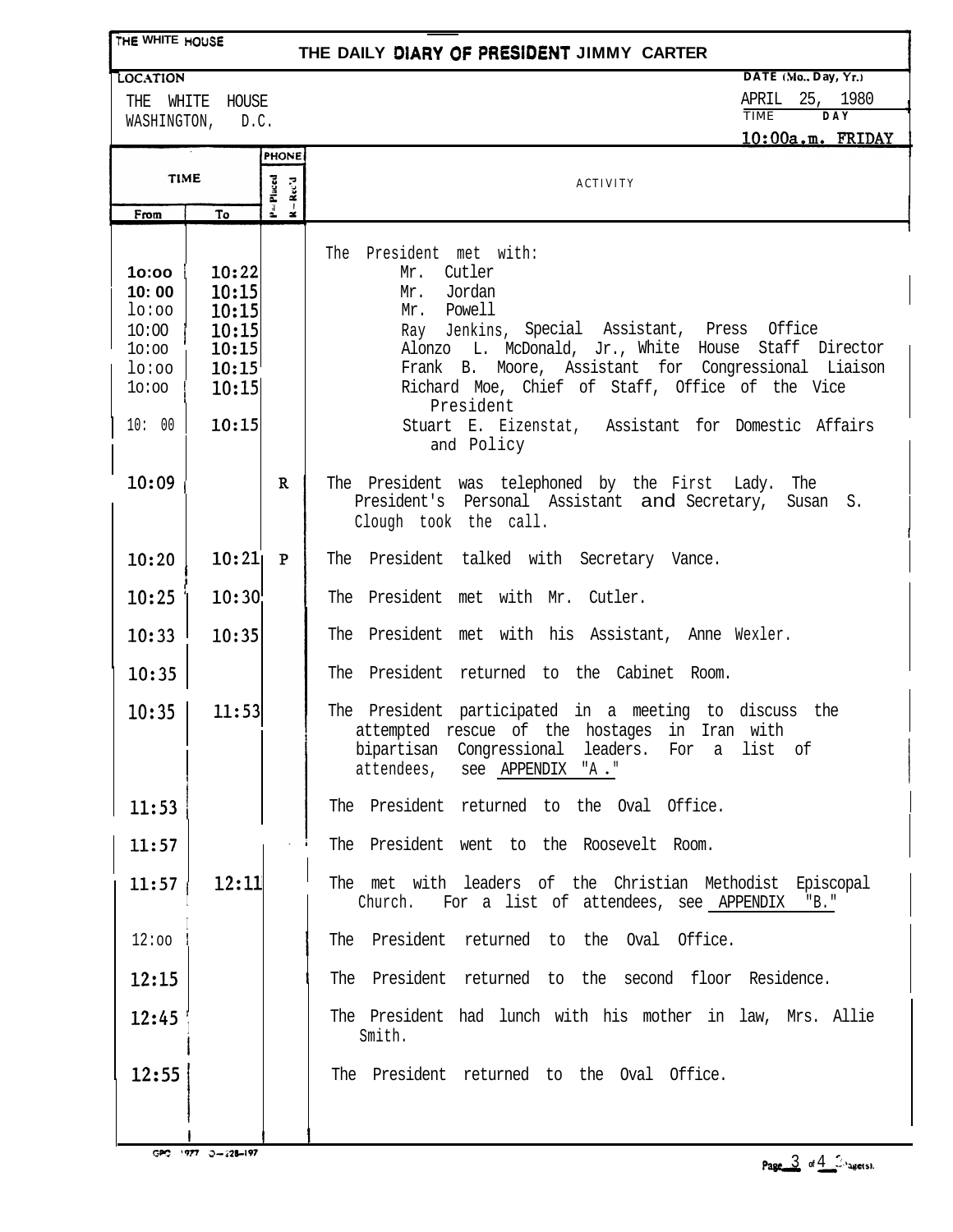THE WHITE HOUSE

# THE DAILY DIARY OF PRESIDENT JIMMY CARTER

**LOCATION**
THE WHITE HOUSE
WASHINGTON, D.C.

**DATE (Mo., Day, Yr.)**
APRIL 25, 1980

**TIME** 10:00a.m. **DAY** FRIDAY

| TIME From | TIME To | PHONE P=Placed R=Rec'd | ACTIVITY |
|---|---|---|---|
| | | | The President met with: |
| 10:00 | 10:22 | | Mr. Cutler |
| 10:00 | 10:15 | | Mr. Jordan |
| 10:00 | 10:15 | | Mr. Powell |
| 10:00 | 10:15 | | Ray Jenkins, Special Assistant, Press Office |
| 10:00 | 10:15 | | Alonzo L. McDonald, Jr., White House Staff Director |
| 10:00 | 10:15 | | Frank B. Moore, Assistant for Congressional Liaison |
| 10:00 | 10:15 | | Richard Moe, Chief of Staff, Office of the Vice President |
| 10:00 | 10:15 | | Stuart E. Eizenstat, Assistant for Domestic Affairs and Policy |
| 10:09 | | R | The President was telephoned by the First Lady. The President's Personal Assistant and Secretary, Susan S. Clough took the call. |
| 10:20 | 10:21 | P | The President talked with Secretary Vance. |
| 10:25 | 10:30 | | The President met with Mr. Cutler. |
| 10:33 | 10:35 | | The President met with his Assistant, Anne Wexler. |
| 10:35 | | | The President returned to the Cabinet Room. |
| 10:35 | 11:53 | | The President participated in a meeting to discuss the attempted rescue of the hostages in Iran with bipartisan Congressional leaders. For a list of attendees, see APPENDIX "A." |
| 11:53 | | | The President returned to the Oval Office. |
| 11:57 | | | The President went to the Roosevelt Room. |
| 11:57 | 12:11 | | The met with leaders of the Christian Methodist Episcopal Church. For a list of attendees, see APPENDIX "B." |
| 12:00 | | | The President returned to the Oval Office. |
| 12:15 | | | The President returned to the second floor Residence. |
| 12:45 | | | The President had lunch with his mother in law, Mrs. Allie Smith. |
| 12:55 | | | The President returned to the Oval Office. |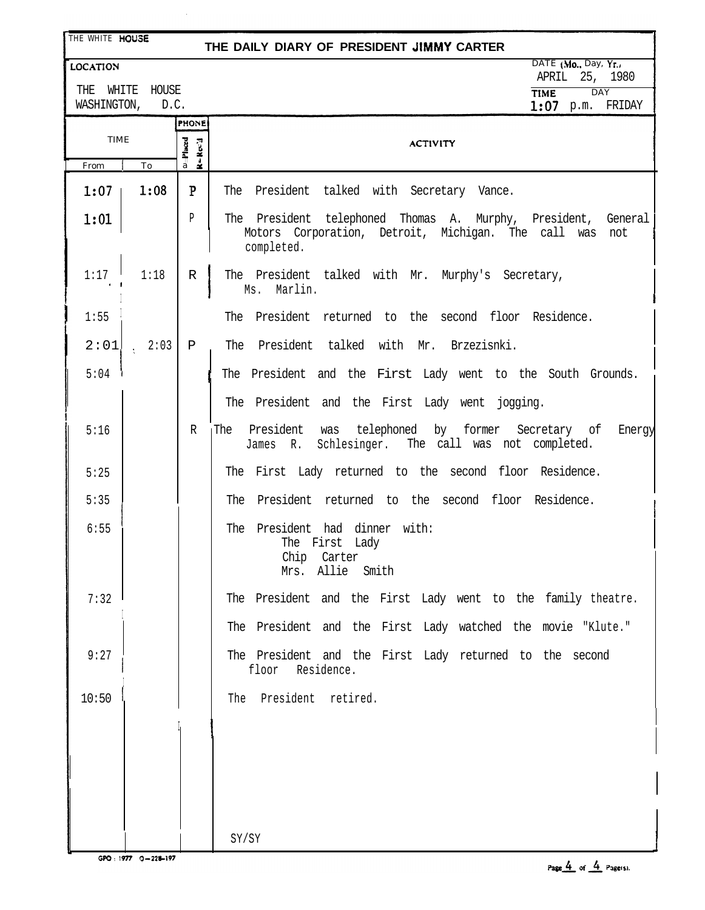THE WHITE HOUSE

# THE DAILY DIARY OF PRESIDENT JIMMY CARTER

| LOCATION | DATE (Mo., Day, Yr.) |
|---|---|
| THE WHITE HOUSE WASHINGTON, D.C. | APRIL 25, 1980 |
| | TIME: 1:07 p.m. DAY: FRIDAY |

| TIME From | TIME To | PHONE (P=Placed R=Rec'd) | ACTIVITY |
|---|---|---|---|
| 1:07 | 1:08 | P | The President talked with Secretary Vance. |
| 1:01 | | P | The President telephoned Thomas A. Murphy, President, General Motors Corporation, Detroit, Michigan. The call was not completed. |
| 1:17 | 1:18 | R | The President talked with Mr. Murphy's Secretary, Ms. Marlin. |
| 1:55 | | | The President returned to the second floor Residence. |
| 2:01 | 2:03 | P | The President talked with Mr. Brzezisnki. |
| 5:04 | | | The President and the First Lady went to the South Grounds. |
| | | | The President and the First Lady went jogging. |
| 5:16 | | R | The President was telephoned by former Secretary of Energy James R. Schlesinger. The call was not completed. |
| 5:25 | | | The First Lady returned to the second floor Residence. |
| 5:35 | | | The President returned to the second floor Residence. |
| 6:55 | | | The President had dinner with: The First Lady; Chip Carter; Mrs. Allie Smith |
| 7:32 | | | The President and the First Lady went to the family theatre. |
| | | | The President and the First Lady watched the movie "Klute." |
| 9:27 | | | The President and the First Lady returned to the second floor Residence. |
| 10:50 | | | The President retired. |

SY/SY

GPO : 1977 O-228-197